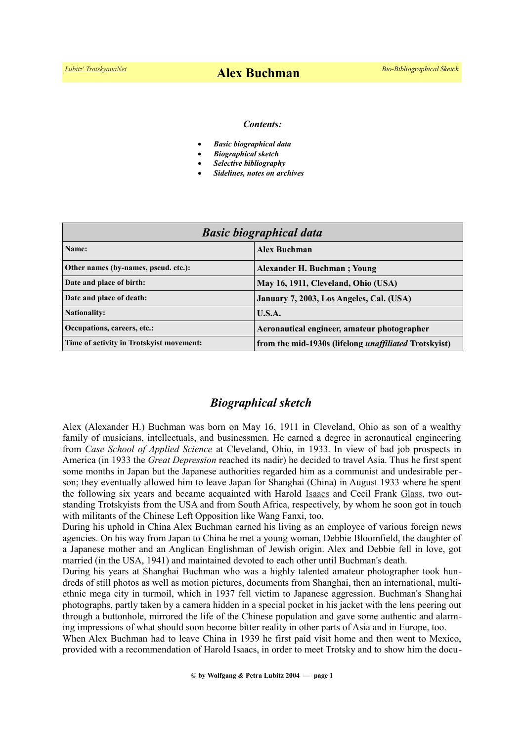# Alex Buchman

***Contents:***

- ***Basic biographical data***
- ***Biographical sketch***
- ***Selective bibliography***
- ***Sidelines, notes on archives***

| *Basic biographical data* | |
|---|---|
| **Name:** | **Alex Buchman** |
| **Other names (by-names, pseud. etc.):** | **Alexander H. Buchman ; Young** |
| **Date and place of birth:** | **May 16, 1911, Cleveland, Ohio (USA)** |
| **Date and place of death:** | **January 7, 2003, Los Angeles, Cal. (USA)** |
| **Nationality:** | **U.S.A.** |
| **Occupations, careers, etc.:** | **Aeronautical engineer, amateur photographer** |
| **Time of activity in Trotskyist movement:** | **from the mid-1930s (lifelong *unaffiliated* Trotskyist)** |

## *Biographical sketch*

Alex (Alexander H.) Buchman was born on May 16, 1911 in Cleveland, Ohio as son of a wealthy family of musicians, intellectuals, and businessmen. He earned a degree in aeronautical engineering from *Case School of Applied Science* at Cleveland, Ohio, in 1933. In view of bad job prospects in America (in 1933 the *Great Depression* reached its nadir) he decided to travel Asia. Thus he first spent some months in Japan but the Japanese authorities regarded him as a communist and undesirable person; they eventually allowed him to leave Japan for Shanghai (China) in August 1933 where he spent the following six years and became acquainted with Harold Isaacs and Cecil Frank Glass, two outstanding Trotskyists from the USA and from South Africa, respectively, by whom he soon got in touch with militants of the Chinese Left Opposition like Wang Fanxi, too.

During his uphold in China Alex Buchman earned his living as an employee of various foreign news agencies. On his way from Japan to China he met a young woman, Debbie Bloomfield, the daughter of a Japanese mother and an Anglican Englishman of Jewish origin. Alex and Debbie fell in love, got married (in the USA, 1941) and maintained devoted to each other until Buchman's death.

During his years at Shanghai Buchman who was a highly talented amateur photographer took hundreds of still photos as well as motion pictures, documents from Shanghai, then an international, multi-ethnic mega city in turmoil, which in 1937 fell victim to Japanese aggression. Buchman's Shanghai photographs, partly taken by a camera hidden in a special pocket in his jacket with the lens peering out through a buttonhole, mirrored the life of the Chinese population and gave some authentic and alarming impressions of what should soon become bitter reality in other parts of Asia and in Europe, too.

When Alex Buchman had to leave China in 1939 he first paid visit home and then went to Mexico, provided with a recommendation of Harold Isaacs, in order to meet Trotsky and to show him the docu-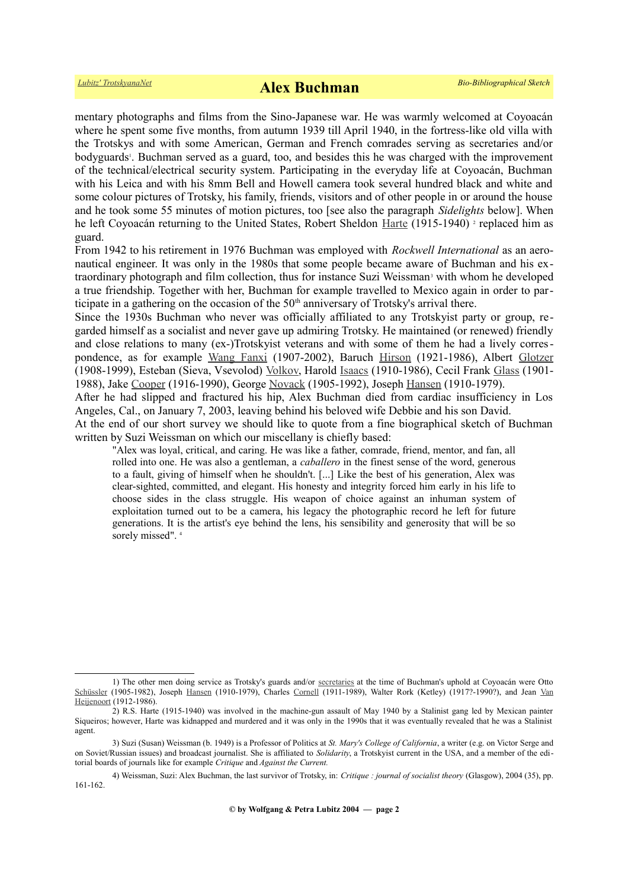mentary photographs and films from the Sino-Japanese war. He was warmly welcomed at Coyoacán where he spent some five months, from autumn 1939 till April 1940, in the fortress-like old villa with the Trotskys and with some American, German and French comrades serving as secretaries and/or bodyguards[1]. Buchman served as a guard, too, and besides this he was charged with the improvement of the technical/electrical security system. Participating in the everyday life at Coyoacán, Buchman with his Leica and with his 8mm Bell and Howell camera took several hundred black and white and some colour pictures of Trotsky, his family, friends, visitors and of other people in or around the house and he took some 55 minutes of motion pictures, too [see also the paragraph *Sidelights* below]. When he left Coyoacán returning to the United States, Robert Sheldon Harte (1915-1940) [2] replaced him as guard.

From 1942 to his retirement in 1976 Buchman was employed with *Rockwell International* as an aeronautical engineer. It was only in the 1980s that some people became aware of Buchman and his extraordinary photograph and film collection, thus for instance Suzi Weissman[3] with whom he developed a true friendship. Together with her, Buchman for example travelled to Mexico again in order to participate in a gathering on the occasion of the 50th anniversary of Trotsky's arrival there.

Since the 1930s Buchman who never was officially affiliated to any Trotskyist party or group, regarded himself as a socialist and never gave up admiring Trotsky. He maintained (or renewed) friendly and close relations to many (ex-)Trotskyist veterans and with some of them he had a lively correspondence, as for example Wang Fanxi (1907-2002), Baruch Hirson (1921-1986), Albert Glotzer (1908-1999), Esteban (Sieva, Vsevolod) Volkov, Harold Isaacs (1910-1986), Cecil Frank Glass (1901-1988), Jake Cooper (1916-1990), George Novack (1905-1992), Joseph Hansen (1910-1979).

After he had slipped and fractured his hip, Alex Buchman died from cardiac insufficiency in Los Angeles, Cal., on January 7, 2003, leaving behind his beloved wife Debbie and his son David.

At the end of our short survey we should like to quote from a fine biographical sketch of Buchman written by Suzi Weissman on which our miscellany is chiefly based:

> "Alex was loyal, critical, and caring. He was like a father, comrade, friend, mentor, and fan, all rolled into one. He was also a gentleman, a *caballero* in the finest sense of the word, generous to a fault, giving of himself when he shouldn't. [...] Like the best of his generation, Alex was clear-sighted, committed, and elegant. His honesty and integrity forced him early in his life to choose sides in the class struggle. His weapon of choice against an inhuman system of exploitation turned out to be a camera, his legacy the photographic record he left for future generations. It is the artist's eye behind the lens, his sensibility and generosity that will be so sorely missed". [4]

---

1) The other men doing service as Trotsky's guards and/or secretaries at the time of Buchman's uphold at Coyoacán were Otto Schüssler (1905-1982), Joseph Hansen (1910-1979), Charles Cornell (1911-1989), Walter Rork (Ketley) (1917?-1990?), and Jean Van Heijenoort (1912-1986).

2) R.S. Harte (1915-1940) was involved in the machine-gun assault of May 1940 by a Stalinist gang led by Mexican painter Siqueiros; however, Harte was kidnapped and murdered and it was only in the 1990s that it was eventually revealed that he was a Stalinist agent.

3) Suzi (Susan) Weissman (b. 1949) is a Professor of Politics at *St. Mary's College of California*, a writer (e.g. on Victor Serge and on Soviet/Russian issues) and broadcast journalist. She is affiliated to *Solidarity*, a Trotskyist current in the USA, and a member of the editorial boards of journals like for example *Critique* and *Against the Current.*

4) Weissman, Suzi: Alex Buchman, the last survivor of Trotsky, in: *Critique : journal of socialist theory* (Glasgow), 2004 (35), pp. 161-162.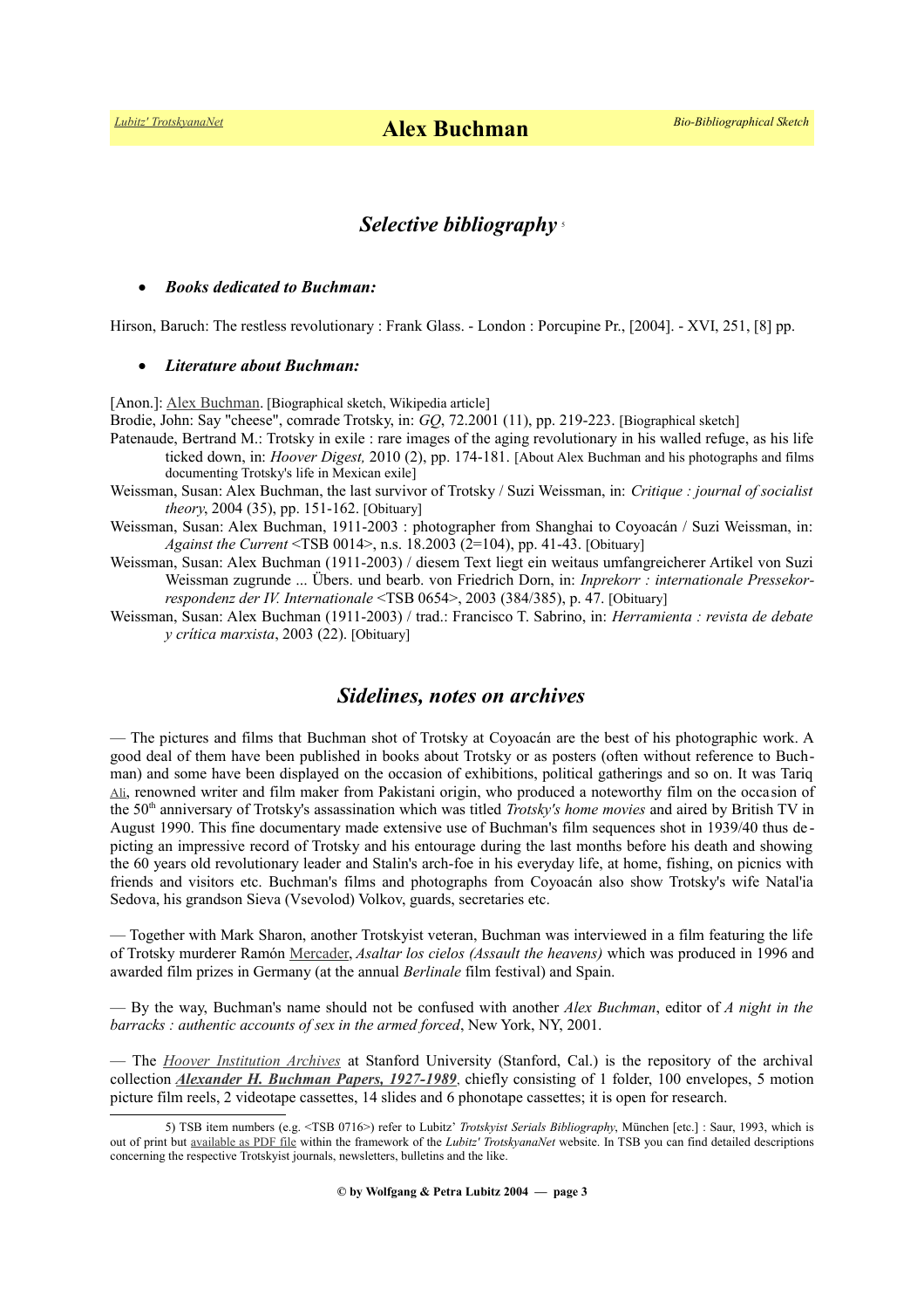## *Selective bibliography* [5]

- ***Books dedicated to Buchman:***

Hirson, Baruch: The restless revolutionary : Frank Glass. - London : Porcupine Pr., [2004]. - XVI, 251, [8] pp.

- ***Literature about Buchman:***

[Anon.]: Alex Buchman. [Biographical sketch, Wikipedia article]

Brodie, John: Say "cheese", comrade Trotsky, in: *GQ*, 72.2001 (11), pp. 219-223. [Biographical sketch]

Patenaude, Bertrand M.: Trotsky in exile : rare images of the aging revolutionary in his walled refuge, as his life ticked down, in: *Hoover Digest,* 2010 (2), pp. 174-181. [About Alex Buchman and his photographs and films documenting Trotsky's life in Mexican exile]

Weissman, Susan: Alex Buchman, the last survivor of Trotsky / Suzi Weissman, in: *Critique : journal of socialist theory*, 2004 (35), pp. 151-162. [Obituary]

Weissman, Susan: Alex Buchman, 1911-2003 : photographer from Shanghai to Coyoacán / Suzi Weissman, in: *Against the Current* <TSB 0014>, n.s. 18.2003 (2=104), pp. 41-43. [Obituary]

Weissman, Susan: Alex Buchman (1911-2003) / diesem Text liegt ein weitaus umfangreicherer Artikel von Suzi Weissman zugrunde ... Übers. und bearb. von Friedrich Dorn, in: *Inprekorr : internationale Pressekorrespondenz der IV. Internationale* <TSB 0654>, 2003 (384/385), p. 47. [Obituary]

Weissman, Susan: Alex Buchman (1911-2003) / trad.: Francisco T. Sabrino, in: *Herramienta : revista de debate y crítica marxista*, 2003 (22). [Obituary]

## *Sidelines, notes on archives*

— The pictures and films that Buchman shot of Trotsky at Coyoacán are the best of his photographic work. A good deal of them have been published in books about Trotsky or as posters (often without reference to Buchman) and some have been displayed on the occasion of exhibitions, political gatherings and so on. It was Tariq Ali, renowned writer and film maker from Pakistani origin, who produced a noteworthy film on the occasion of the 50th anniversary of Trotsky's assassination which was titled *Trotsky's home movies* and aired by British TV in August 1990. This fine documentary made extensive use of Buchman's film sequences shot in 1939/40 thus depicting an impressive record of Trotsky and his entourage during the last months before his death and showing the 60 years old revolutionary leader and Stalin's arch-foe in his everyday life, at home, fishing, on picnics with friends and visitors etc. Buchman's films and photographs from Coyoacán also show Trotsky's wife Natal'ia Sedova, his grandson Sieva (Vsevolod) Volkov, guards, secretaries etc.

— Together with Mark Sharon, another Trotskyist veteran, Buchman was interviewed in a film featuring the life of Trotsky murderer Ramón Mercader, *Asaltar los cielos (Assault the heavens)* which was produced in 1996 and awarded film prizes in Germany (at the annual *Berlinale* film festival) and Spain.

— By the way, Buchman's name should not be confused with another *Alex Buchman*, editor of *A night in the barracks : authentic accounts of sex in the armed forced*, New York, NY, 2001.

— The *Hoover Institution Archives* at Stanford University (Stanford, Cal.) is the repository of the archival collection ***Alexander H. Buchman Papers, 1927-1989***, chiefly consisting of 1 folder, 100 envelopes, 5 motion picture film reels, 2 videotape cassettes, 14 slides and 6 phonotape cassettes; it is open for research.

---

5) TSB item numbers (e.g. <TSB 0716>) refer to Lubitz' *Trotskyist Serials Bibliography*, München [etc.] : Saur, 1993, which is out of print but available as PDF file within the framework of the *Lubitz' TrotskyanaNet* website. In TSB you can find detailed descriptions concerning the respective Trotskyist journals, newsletters, bulletins and the like.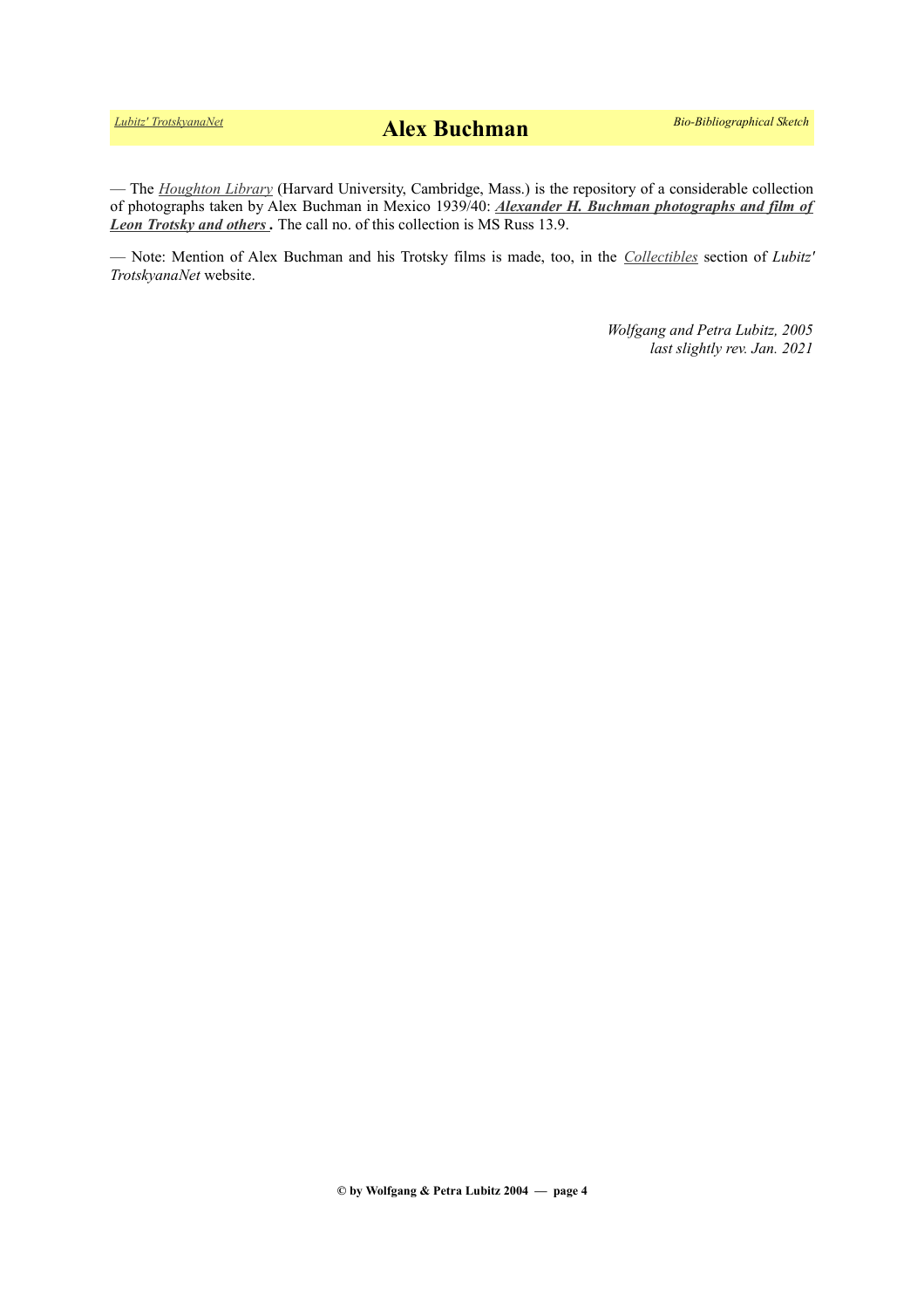— The *Houghton Library* (Harvard University, Cambridge, Mass.) is the repository of a considerable collection of photographs taken by Alex Buchman in Mexico 1939/40: ***Alexander H. Buchman photographs and film of Leon Trotsky and others*.** The call no. of this collection is MS Russ 13.9.

— Note: Mention of Alex Buchman and his Trotsky films is made, too, in the *Collectibles* section of *Lubitz' TrotskyanaNet* website.

*Wolfgang and Petra Lubitz, 2005*
*last slightly rev. Jan. 2021*